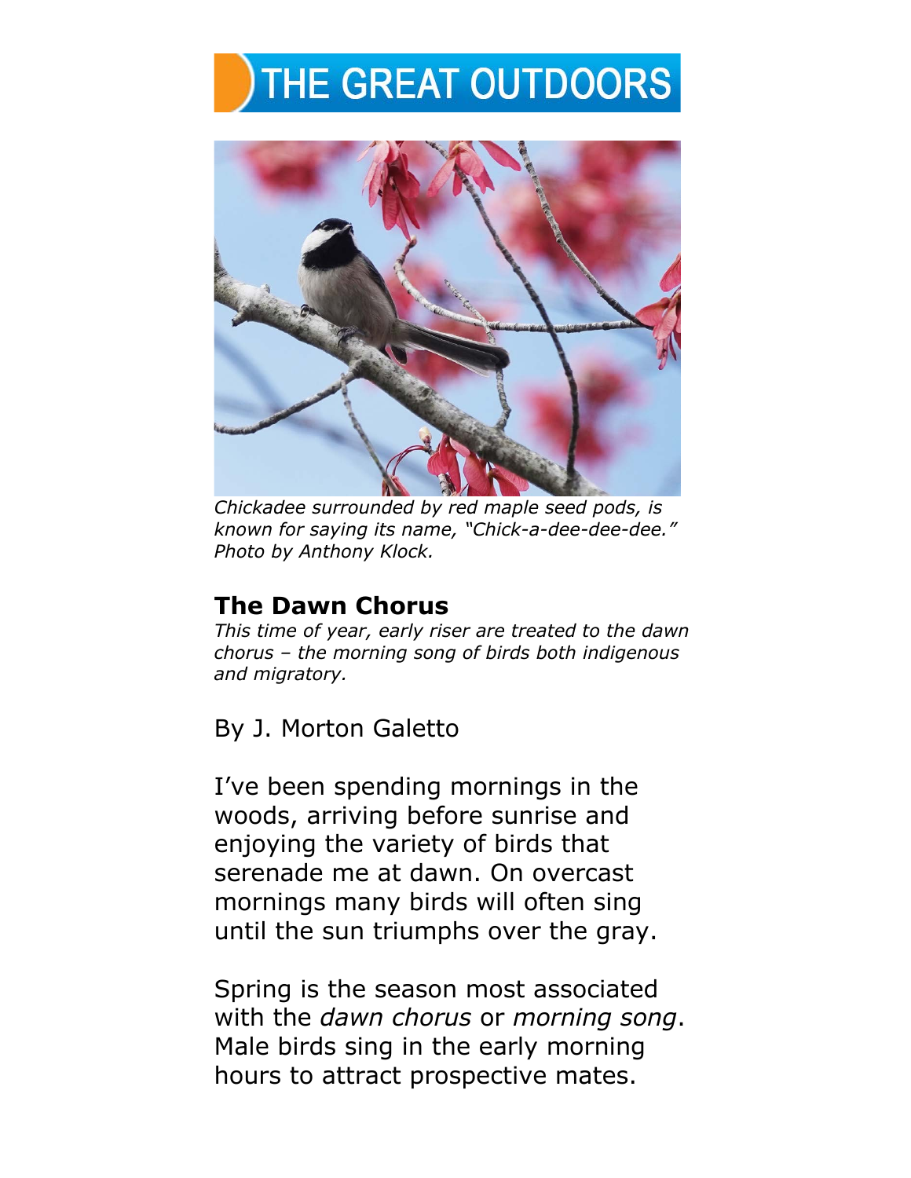# THE GREAT OUTDOORS

*Chickadee surrounded by red maple seed pods, is known for saying its name, "Chick-a-dee-dee-dee." Photo by Anthony Klock.*

## The Dawn Chorus

*This time of year, early riser are treated to the dawn chorus – the morning song of birds both indigenous and migratory.*

By J. Morton Galetto

I've been spending mornings in the woods, arriving before sunrise and enjoying the variety of birds that serenade me at dawn. On overcast mornings many birds will often sing until the sun triumphs over the gray.

Spring is the season most associated with the *dawn chorus* or *morning song*. Male birds sing in the early morning hours to attract prospective mates.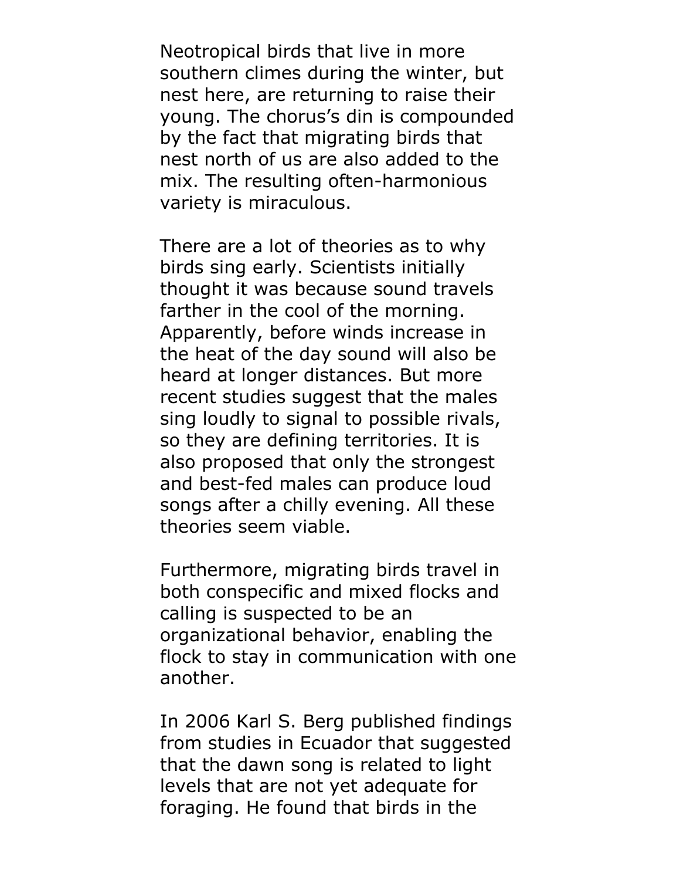Neotropical birds that live in more southern climes during the winter, but nest here, are returning to raise their young. The chorus's din is compounded by the fact that migrating birds that nest north of us are also added to the mix. The resulting often-harmonious variety is miraculous.

There are a lot of theories as to why birds sing early. Scientists initially thought it was because sound travels farther in the cool of the morning. Apparently, before winds increase in the heat of the day sound will also be heard at longer distances. But more recent studies suggest that the males sing loudly to signal to possible rivals, so they are defining territories. It is also proposed that only the strongest and best-fed males can produce loud songs after a chilly evening. All these theories seem viable.

Furthermore, migrating birds travel in both conspecific and mixed flocks and calling is suspected to be an organizational behavior, enabling the flock to stay in communication with one another.

In 2006 Karl S. Berg published findings from studies in Ecuador that suggested that the dawn song is related to light levels that are not yet adequate for foraging. He found that birds in the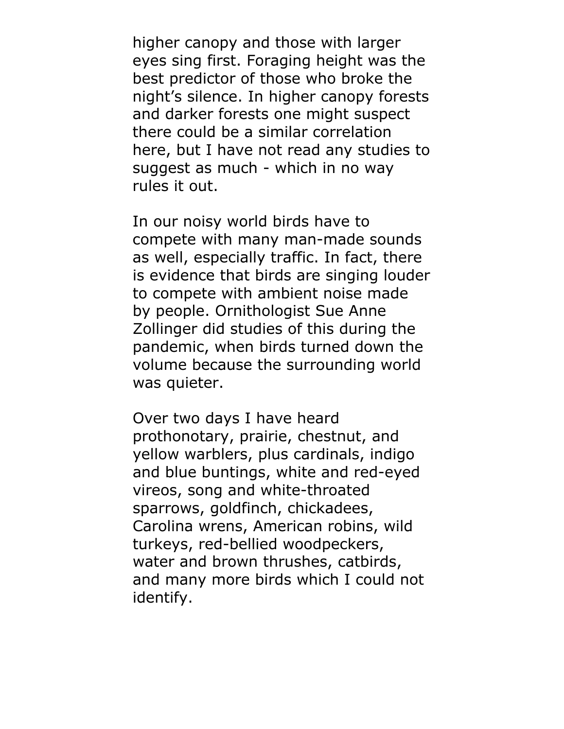higher canopy and those with larger eyes sing first. Foraging height was the best predictor of those who broke the night's silence. In higher canopy forests and darker forests one might suspect there could be a similar correlation here, but I have not read any studies to suggest as much - which in no way rules it out.

In our noisy world birds have to compete with many man-made sounds as well, especially traffic. In fact, there is evidence that birds are singing louder to compete with ambient noise made by people. Ornithologist Sue Anne Zollinger did studies of this during the pandemic, when birds turned down the volume because the surrounding world was quieter.

Over two days I have heard prothonotary, prairie, chestnut, and yellow warblers, plus cardinals, indigo and blue buntings, white and red-eyed vireos, song and white-throated sparrows, goldfinch, chickadees, Carolina wrens, American robins, wild turkeys, red-bellied woodpeckers, water and brown thrushes, catbirds, and many more birds which I could not identify.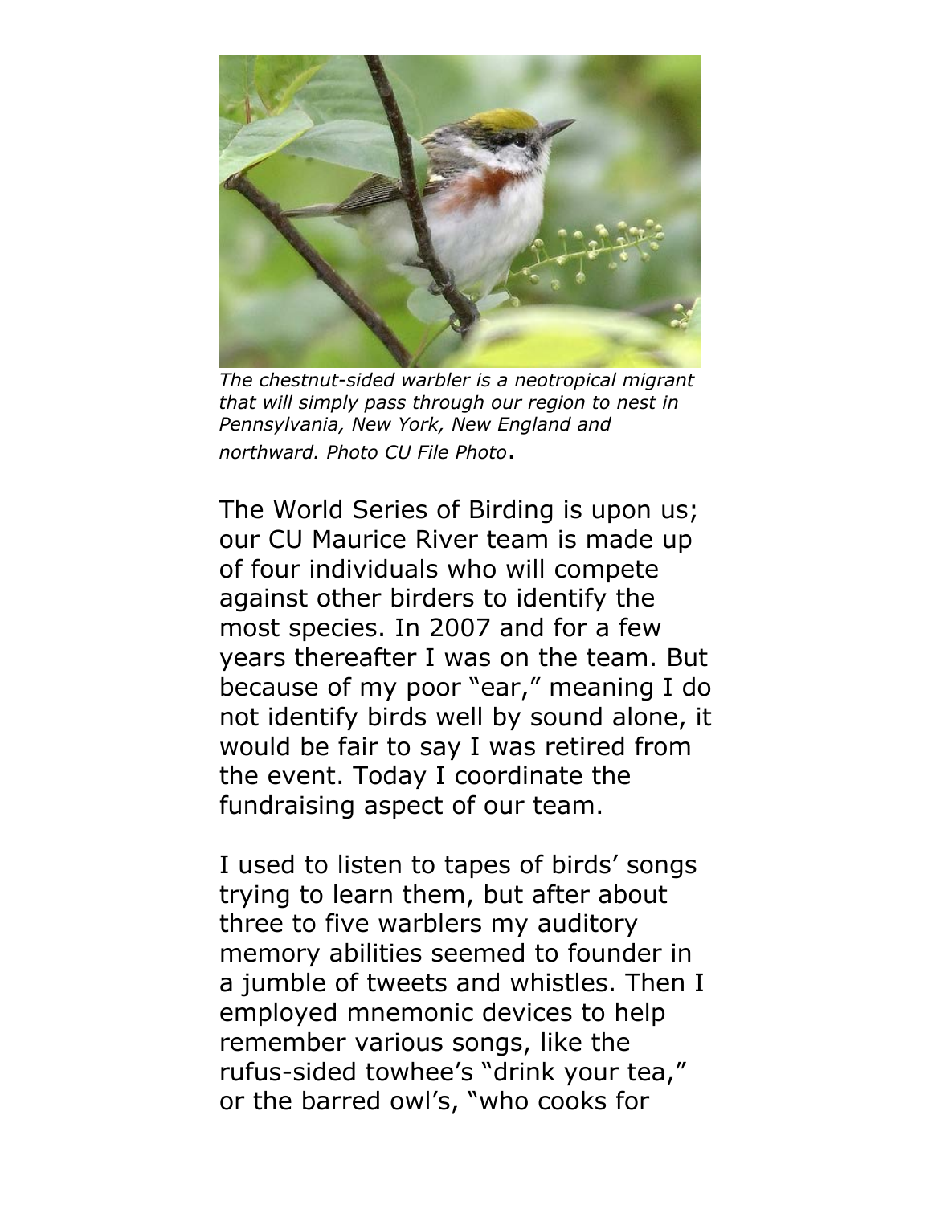*The chestnut-sided warbler is a neotropical migrant that will simply pass through our region to nest in Pennsylvania, New York, New England and northward. Photo CU File Photo*.

The World Series of Birding is upon us; our CU Maurice River team is made up of four individuals who will compete against other birders to identify the most species. In 2007 and for a few years thereafter I was on the team. But because of my poor "ear," meaning I do not identify birds well by sound alone, it would be fair to say I was retired from the event. Today I coordinate the fundraising aspect of our team.

I used to listen to tapes of birds' songs trying to learn them, but after about three to five warblers my auditory memory abilities seemed to founder in a jumble of tweets and whistles. Then I employed mnemonic devices to help remember various songs, like the rufus-sided towhee's "drink your tea," or the barred owl's, "who cooks for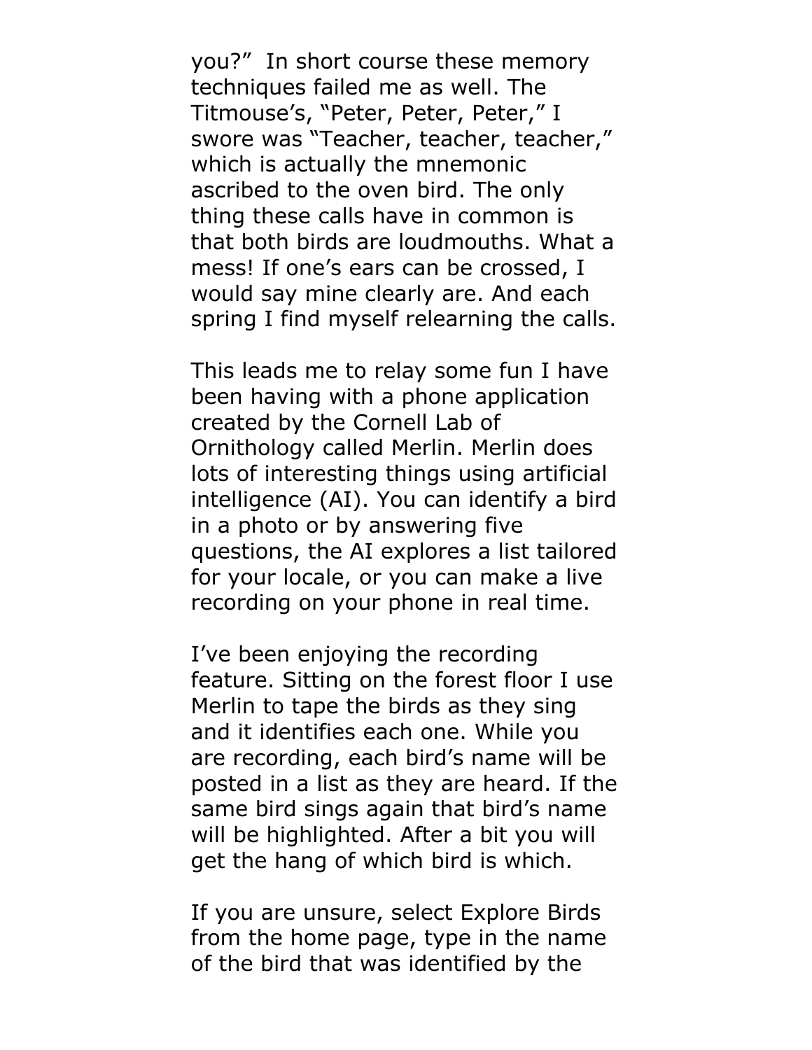you?" In short course these memory techniques failed me as well. The Titmouse's, "Peter, Peter, Peter," I swore was "Teacher, teacher, teacher," which is actually the mnemonic ascribed to the oven bird. The only thing these calls have in common is that both birds are loudmouths. What a mess! If one's ears can be crossed, I would say mine clearly are. And each spring I find myself relearning the calls.

This leads me to relay some fun I have been having with a phone application created by the Cornell Lab of Ornithology called Merlin. Merlin does lots of interesting things using artificial intelligence (AI). You can identify a bird in a photo or by answering five questions, the AI explores a list tailored for your locale, or you can make a live recording on your phone in real time.

I've been enjoying the recording feature. Sitting on the forest floor I use Merlin to tape the birds as they sing and it identifies each one. While you are recording, each bird's name will be posted in a list as they are heard. If the same bird sings again that bird's name will be highlighted. After a bit you will get the hang of which bird is which.

If you are unsure, select Explore Birds from the home page, type in the name of the bird that was identified by the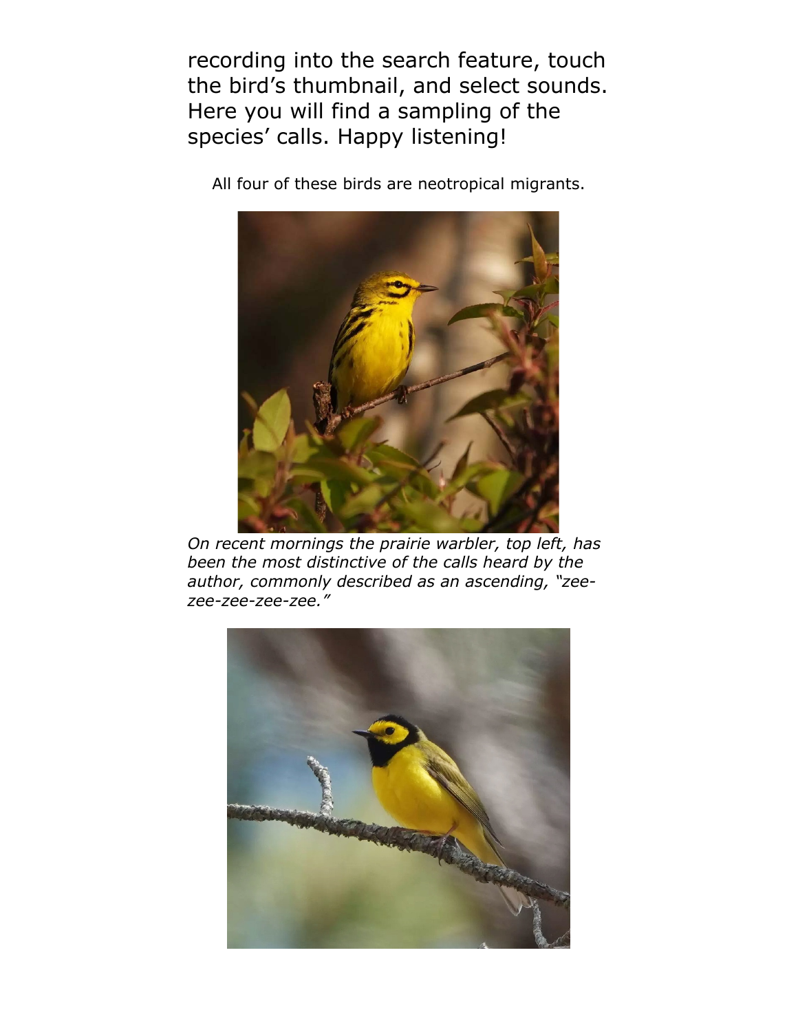recording into the search feature, touch the bird's thumbnail, and select sounds. Here you will find a sampling of the species' calls. Happy listening!

All four of these birds are neotropical migrants.

*On recent mornings the prairie warbler, top left, has been the most distinctive of the calls heard by the author, commonly described as an ascending, "zee-zee-zee-zee-zee."*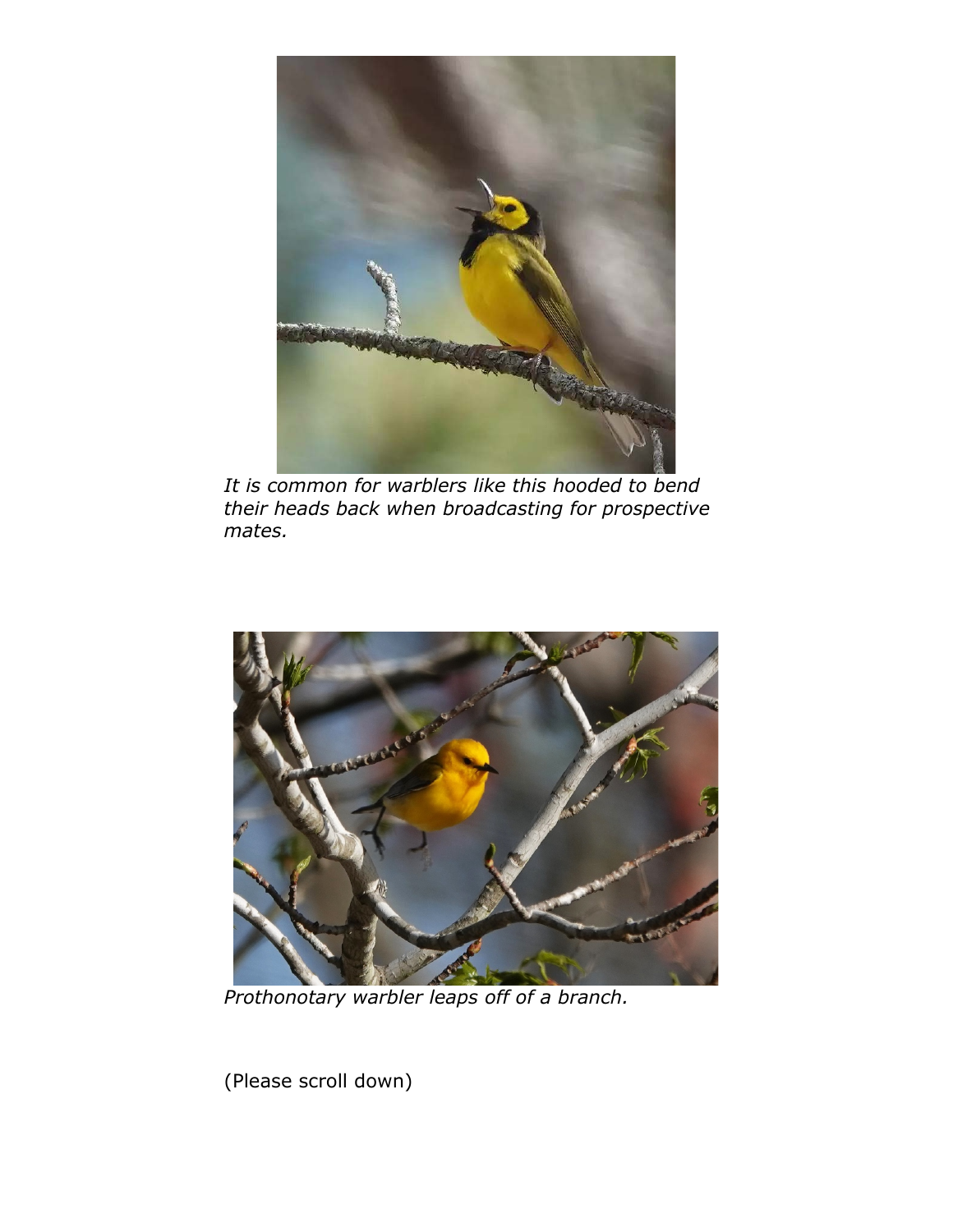*It is common for warblers like this hooded to bend their heads back when broadcasting for prospective mates.*

*Prothonotary warbler leaps off of a branch.*

(Please scroll down)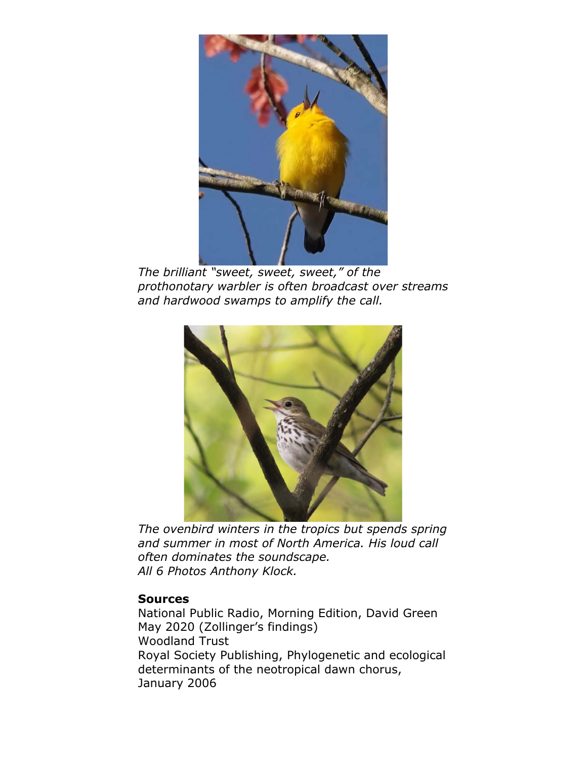*The brilliant "sweet, sweet, sweet," of the prothonotary warbler is often broadcast over streams and hardwood swamps to amplify the call.*

*The ovenbird winters in the tropics but spends spring and summer in most of North America. His loud call often dominates the soundscape.*
*All 6 Photos Anthony Klock.*

**Sources**

National Public Radio, Morning Edition, David Green May 2020 (Zollinger's findings)
Woodland Trust
Royal Society Publishing, Phylogenetic and ecological determinants of the neotropical dawn chorus, January 2006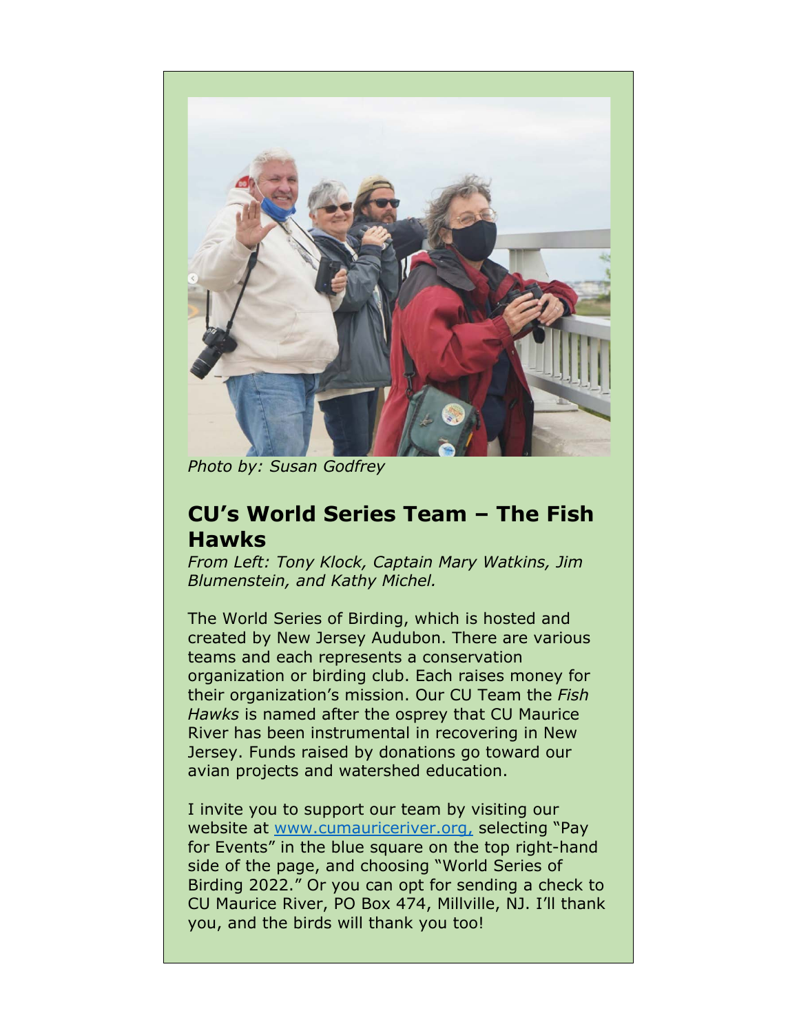*Photo by: Susan Godfrey*

## CU's World Series Team – The Fish Hawks

*From Left: Tony Klock, Captain Mary Watkins, Jim Blumenstein, and Kathy Michel.*

The World Series of Birding, which is hosted and created by New Jersey Audubon. There are various teams and each represents a conservation organization or birding club. Each raises money for their organization's mission. Our CU Team the *Fish Hawks* is named after the osprey that CU Maurice River has been instrumental in recovering in New Jersey. Funds raised by donations go toward our avian projects and watershed education.

I invite you to support our team by visiting our website at [www.cumauriceriver.org,](http://www.cumauriceriver.org) selecting "Pay for Events" in the blue square on the top right-hand side of the page, and choosing "World Series of Birding 2022." Or you can opt for sending a check to CU Maurice River, PO Box 474, Millville, NJ. I'll thank you, and the birds will thank you too!